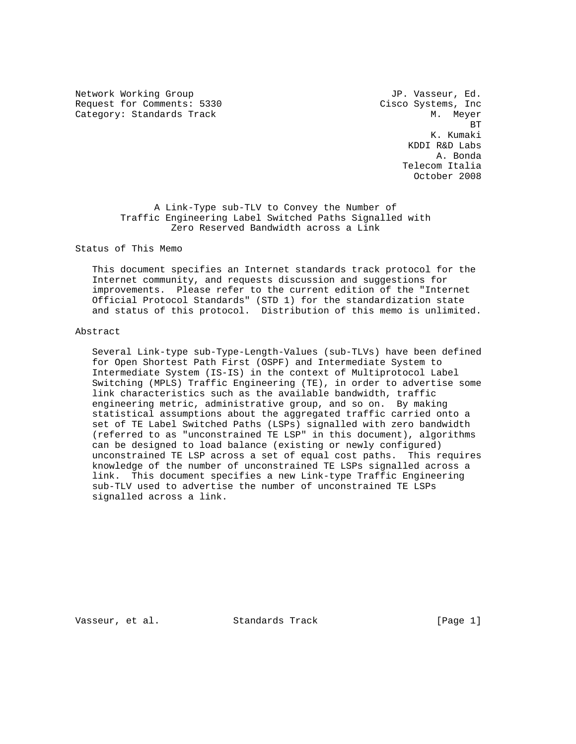Network Working Group JP. Vasseur, Ed.
Request for Comments: 5330 Cisco Systems, Inc
Category: Standards Track M. Meyer
BT
K. Kumaki
KDDI R&D Labs
A. Bonda
Telecom Italia
October 2008

# A Link-Type sub-TLV to Convey the Number of Traffic Engineering Label Switched Paths Signalled with Zero Reserved Bandwidth across a Link

## Status of This Memo

This document specifies an Internet standards track protocol for the Internet community, and requests discussion and suggestions for improvements. Please refer to the current edition of the "Internet Official Protocol Standards" (STD 1) for the standardization state and status of this protocol. Distribution of this memo is unlimited.

## Abstract

Several Link-type sub-Type-Length-Values (sub-TLVs) have been defined for Open Shortest Path First (OSPF) and Intermediate System to Intermediate System (IS-IS) in the context of Multiprotocol Label Switching (MPLS) Traffic Engineering (TE), in order to advertise some link characteristics such as the available bandwidth, traffic engineering metric, administrative group, and so on. By making statistical assumptions about the aggregated traffic carried onto a set of TE Label Switched Paths (LSPs) signalled with zero bandwidth (referred to as "unconstrained TE LSP" in this document), algorithms can be designed to load balance (existing or newly configured) unconstrained TE LSP across a set of equal cost paths. This requires knowledge of the number of unconstrained TE LSPs signalled across a link. This document specifies a new Link-type Traffic Engineering sub-TLV used to advertise the number of unconstrained TE LSPs signalled across a link.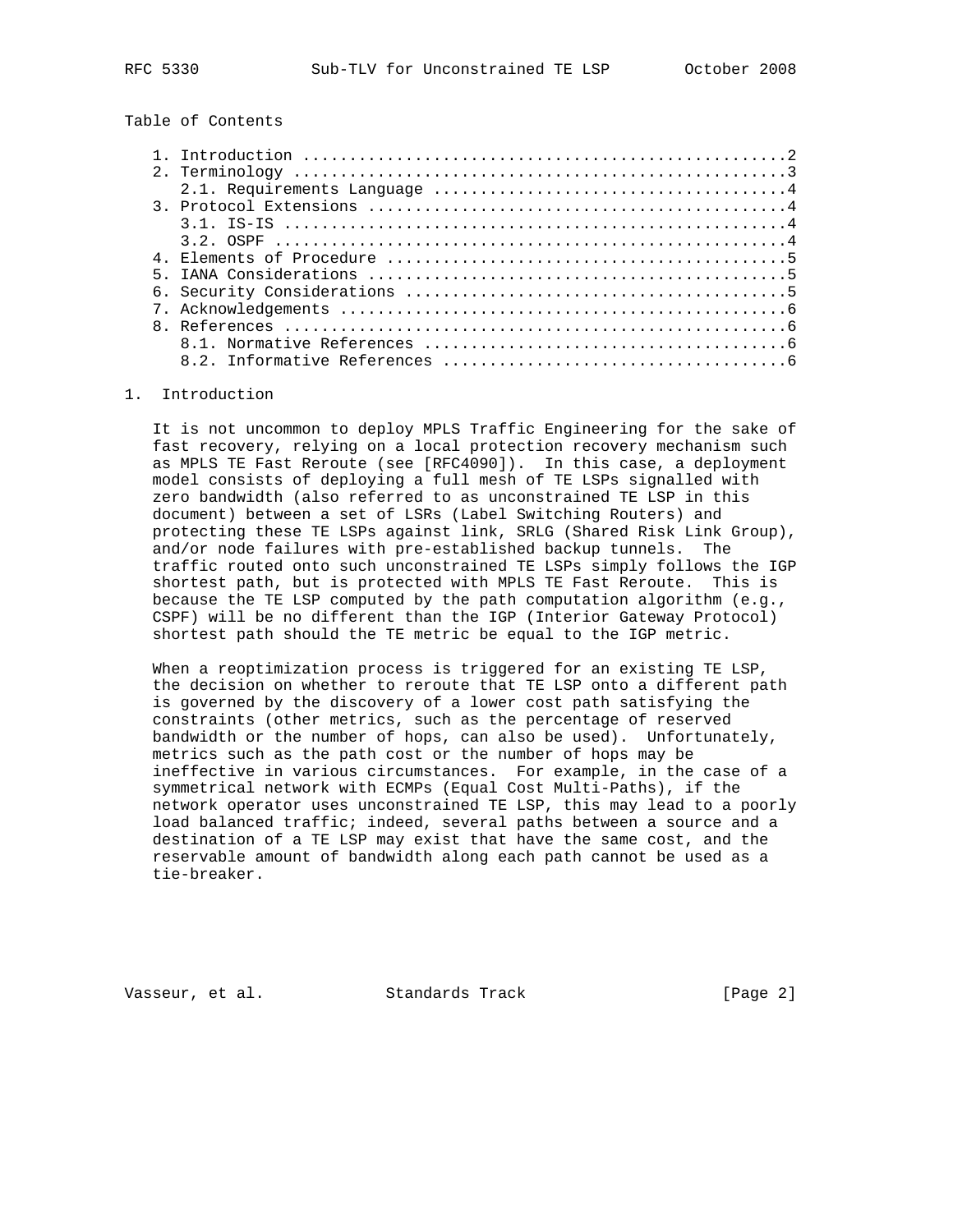Table of Contents

1. Introduction ....................................................2
2. Terminology .....................................................3
   2.1. Requirements Language ......................................4
3. Protocol Extensions .............................................4
   3.1. IS-IS ......................................................4
   3.2. OSPF .......................................................4
4. Elements of Procedure ...........................................5
5. IANA Considerations .............................................5
6. Security Considerations .........................................5
7. Acknowledgements ................................................6
8. References ......................................................6
   8.1. Normative References .......................................6
   8.2. Informative References .....................................6

# 1. Introduction

It is not uncommon to deploy MPLS Traffic Engineering for the sake of fast recovery, relying on a local protection recovery mechanism such as MPLS TE Fast Reroute (see [RFC4090]). In this case, a deployment model consists of deploying a full mesh of TE LSPs signalled with zero bandwidth (also referred to as unconstrained TE LSP in this document) between a set of LSRs (Label Switching Routers) and protecting these TE LSPs against link, SRLG (Shared Risk Link Group), and/or node failures with pre-established backup tunnels. The traffic routed onto such unconstrained TE LSPs simply follows the IGP shortest path, but is protected with MPLS TE Fast Reroute. This is because the TE LSP computed by the path computation algorithm (e.g., CSPF) will be no different than the IGP (Interior Gateway Protocol) shortest path should the TE metric be equal to the IGP metric.

When a reoptimization process is triggered for an existing TE LSP, the decision on whether to reroute that TE LSP onto a different path is governed by the discovery of a lower cost path satisfying the constraints (other metrics, such as the percentage of reserved bandwidth or the number of hops, can also be used). Unfortunately, metrics such as the path cost or the number of hops may be ineffective in various circumstances. For example, in the case of a symmetrical network with ECMPs (Equal Cost Multi-Paths), if the network operator uses unconstrained TE LSP, this may lead to a poorly load balanced traffic; indeed, several paths between a source and a destination of a TE LSP may exist that have the same cost, and the reservable amount of bandwidth along each path cannot be used as a tie-breaker.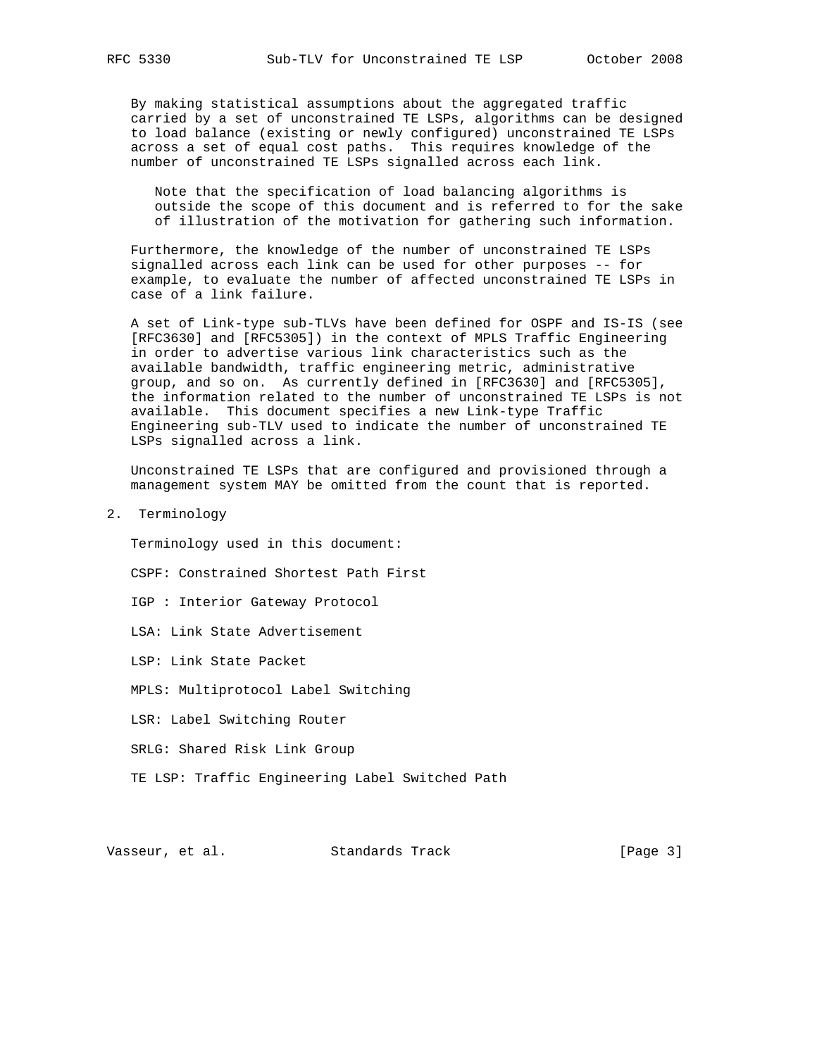By making statistical assumptions about the aggregated traffic carried by a set of unconstrained TE LSPs, algorithms can be designed to load balance (existing or newly configured) unconstrained TE LSPs across a set of equal cost paths. This requires knowledge of the number of unconstrained TE LSPs signalled across each link.

> Note that the specification of load balancing algorithms is outside the scope of this document and is referred to for the sake of illustration of the motivation for gathering such information.

Furthermore, the knowledge of the number of unconstrained TE LSPs signalled across each link can be used for other purposes -- for example, to evaluate the number of affected unconstrained TE LSPs in case of a link failure.

A set of Link-type sub-TLVs have been defined for OSPF and IS-IS (see [RFC3630] and [RFC5305]) in the context of MPLS Traffic Engineering in order to advertise various link characteristics such as the available bandwidth, traffic engineering metric, administrative group, and so on. As currently defined in [RFC3630] and [RFC5305], the information related to the number of unconstrained TE LSPs is not available. This document specifies a new Link-type Traffic Engineering sub-TLV used to indicate the number of unconstrained TE LSPs signalled across a link.

Unconstrained TE LSPs that are configured and provisioned through a management system MAY be omitted from the count that is reported.

## 2. Terminology

Terminology used in this document:

CSPF: Constrained Shortest Path First

IGP : Interior Gateway Protocol

LSA: Link State Advertisement

LSP: Link State Packet

MPLS: Multiprotocol Label Switching

LSR: Label Switching Router

SRLG: Shared Risk Link Group

TE LSP: Traffic Engineering Label Switched Path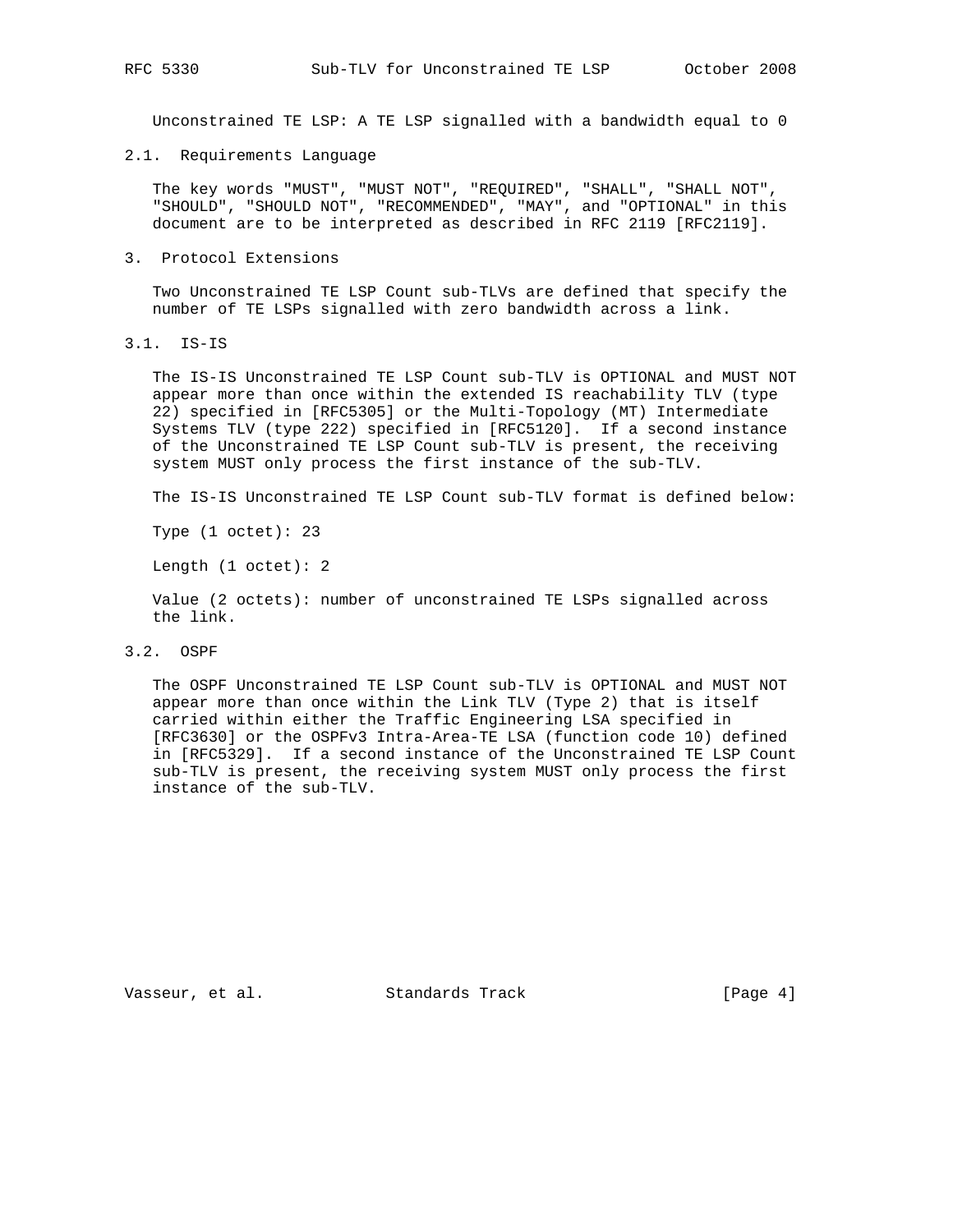Unconstrained TE LSP: A TE LSP signalled with a bandwidth equal to 0

### 2.1. Requirements Language

The key words "MUST", "MUST NOT", "REQUIRED", "SHALL", "SHALL NOT", "SHOULD", "SHOULD NOT", "RECOMMENDED", "MAY", and "OPTIONAL" in this document are to be interpreted as described in RFC 2119 [RFC2119].

## 3. Protocol Extensions

Two Unconstrained TE LSP Count sub-TLVs are defined that specify the number of TE LSPs signalled with zero bandwidth across a link.

### 3.1. IS-IS

The IS-IS Unconstrained TE LSP Count sub-TLV is OPTIONAL and MUST NOT appear more than once within the extended IS reachability TLV (type 22) specified in [RFC5305] or the Multi-Topology (MT) Intermediate Systems TLV (type 222) specified in [RFC5120]. If a second instance of the Unconstrained TE LSP Count sub-TLV is present, the receiving system MUST only process the first instance of the sub-TLV.

The IS-IS Unconstrained TE LSP Count sub-TLV format is defined below:

Type (1 octet): 23

Length (1 octet): 2

Value (2 octets): number of unconstrained TE LSPs signalled across the link.

### 3.2. OSPF

The OSPF Unconstrained TE LSP Count sub-TLV is OPTIONAL and MUST NOT appear more than once within the Link TLV (Type 2) that is itself carried within either the Traffic Engineering LSA specified in [RFC3630] or the OSPFv3 Intra-Area-TE LSA (function code 10) defined in [RFC5329]. If a second instance of the Unconstrained TE LSP Count sub-TLV is present, the receiving system MUST only process the first instance of the sub-TLV.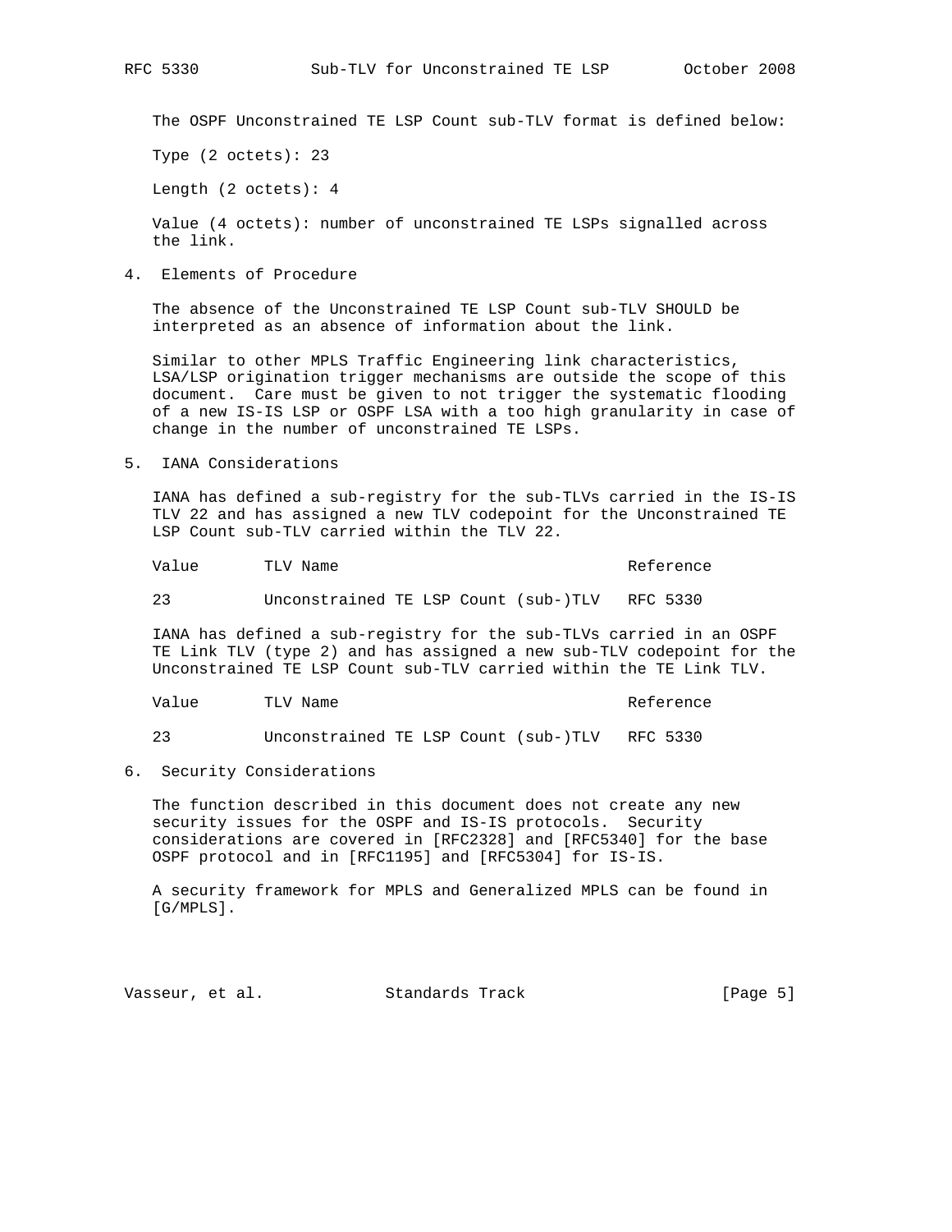The OSPF Unconstrained TE LSP Count sub-TLV format is defined below:

Type (2 octets): 23

Length (2 octets): 4

Value (4 octets): number of unconstrained TE LSPs signalled across the link.

## 4. Elements of Procedure

The absence of the Unconstrained TE LSP Count sub-TLV SHOULD be interpreted as an absence of information about the link.

Similar to other MPLS Traffic Engineering link characteristics, LSA/LSP origination trigger mechanisms are outside the scope of this document. Care must be given to not trigger the systematic flooding of a new IS-IS LSP or OSPF LSA with a too high granularity in case of change in the number of unconstrained TE LSPs.

## 5. IANA Considerations

IANA has defined a sub-registry for the sub-TLVs carried in the IS-IS TLV 22 and has assigned a new TLV codepoint for the Unconstrained TE LSP Count sub-TLV carried within the TLV 22.

| Value | TLV Name | Reference |
|---|---|---|
| 23 | Unconstrained TE LSP Count (sub-)TLV | RFC 5330 |

IANA has defined a sub-registry for the sub-TLVs carried in an OSPF TE Link TLV (type 2) and has assigned a new sub-TLV codepoint for the Unconstrained TE LSP Count sub-TLV carried within the TE Link TLV.

| Value | TLV Name | Reference |
|---|---|---|
| 23 | Unconstrained TE LSP Count (sub-)TLV | RFC 5330 |

## 6. Security Considerations

The function described in this document does not create any new security issues for the OSPF and IS-IS protocols. Security considerations are covered in [RFC2328] and [RFC5340] for the base OSPF protocol and in [RFC1195] and [RFC5304] for IS-IS.

A security framework for MPLS and Generalized MPLS can be found in [G/MPLS].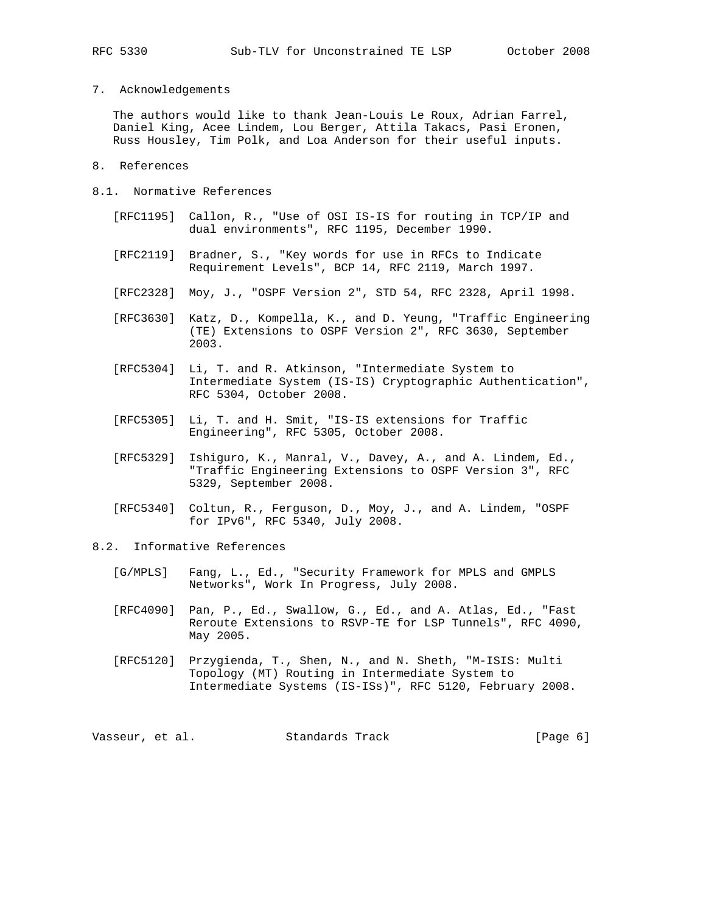## 7. Acknowledgements

The authors would like to thank Jean-Louis Le Roux, Adrian Farrel, Daniel King, Acee Lindem, Lou Berger, Attila Takacs, Pasi Eronen, Russ Housley, Tim Polk, and Loa Anderson for their useful inputs.

## 8. References

### 8.1. Normative References

[RFC1195] Callon, R., "Use of OSI IS-IS for routing in TCP/IP and dual environments", RFC 1195, December 1990.

[RFC2119] Bradner, S., "Key words for use in RFCs to Indicate Requirement Levels", BCP 14, RFC 2119, March 1997.

[RFC2328] Moy, J., "OSPF Version 2", STD 54, RFC 2328, April 1998.

[RFC3630] Katz, D., Kompella, K., and D. Yeung, "Traffic Engineering (TE) Extensions to OSPF Version 2", RFC 3630, September 2003.

[RFC5304] Li, T. and R. Atkinson, "Intermediate System to Intermediate System (IS-IS) Cryptographic Authentication", RFC 5304, October 2008.

[RFC5305] Li, T. and H. Smit, "IS-IS extensions for Traffic Engineering", RFC 5305, October 2008.

[RFC5329] Ishiguro, K., Manral, V., Davey, A., and A. Lindem, Ed., "Traffic Engineering Extensions to OSPF Version 3", RFC 5329, September 2008.

[RFC5340] Coltun, R., Ferguson, D., Moy, J., and A. Lindem, "OSPF for IPv6", RFC 5340, July 2008.

### 8.2. Informative References

[G/MPLS] Fang, L., Ed., "Security Framework for MPLS and GMPLS Networks", Work In Progress, July 2008.

[RFC4090] Pan, P., Ed., Swallow, G., Ed., and A. Atlas, Ed., "Fast Reroute Extensions to RSVP-TE for LSP Tunnels", RFC 4090, May 2005.

[RFC5120] Przygienda, T., Shen, N., and N. Sheth, "M-ISIS: Multi Topology (MT) Routing in Intermediate System to Intermediate Systems (IS-ISs)", RFC 5120, February 2008.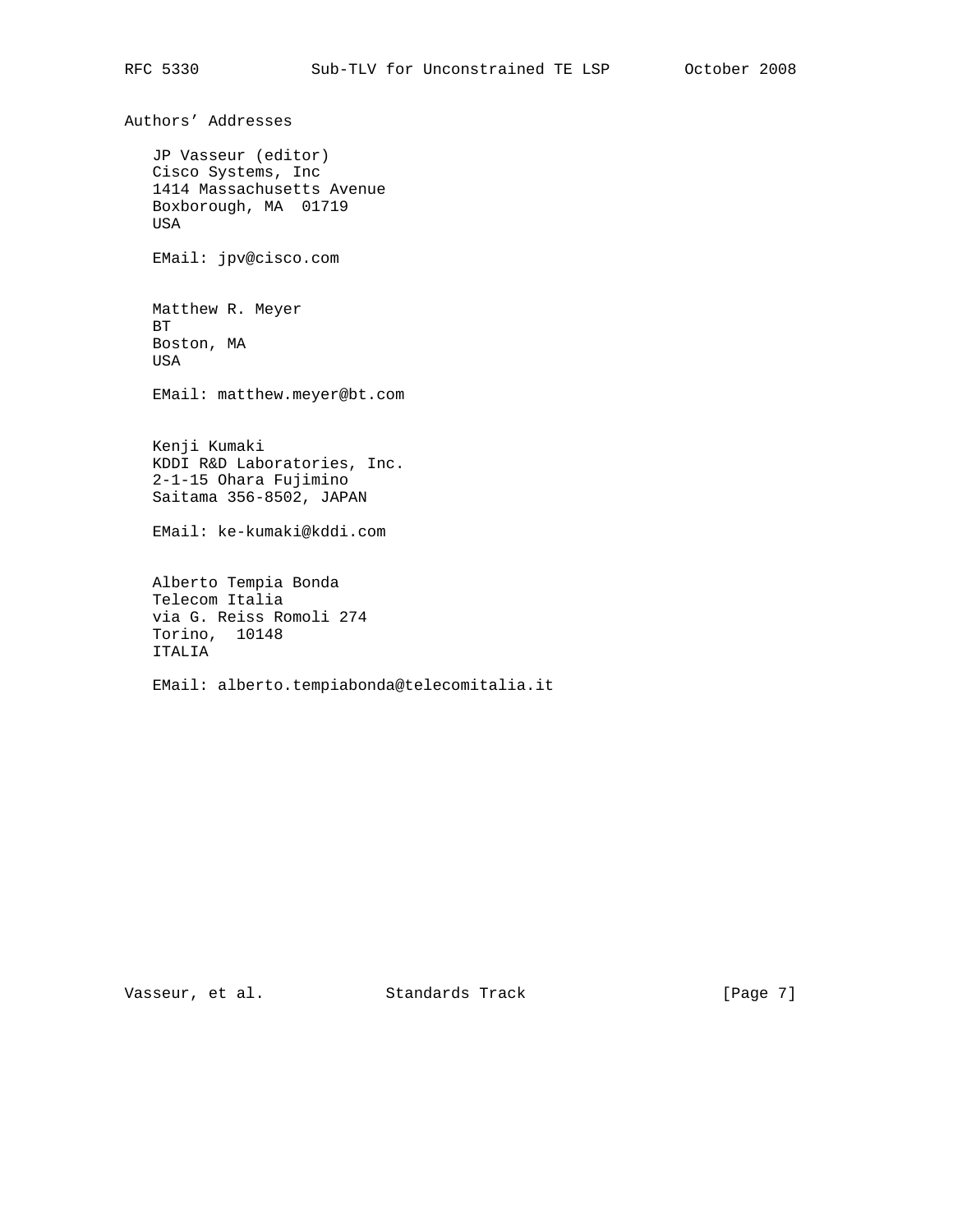## Authors' Addresses

JP Vasseur (editor)
Cisco Systems, Inc
1414 Massachusetts Avenue
Boxborough, MA  01719
USA

EMail: jpv@cisco.com

Matthew R. Meyer
BT
Boston, MA
USA

EMail: matthew.meyer@bt.com

Kenji Kumaki
KDDI R&D Laboratories, Inc.
2-1-15 Ohara Fujimino
Saitama 356-8502, JAPAN

EMail: ke-kumaki@kddi.com

Alberto Tempia Bonda
Telecom Italia
via G. Reiss Romoli 274
Torino,  10148
ITALIA

EMail: alberto.tempiabonda@telecomitalia.it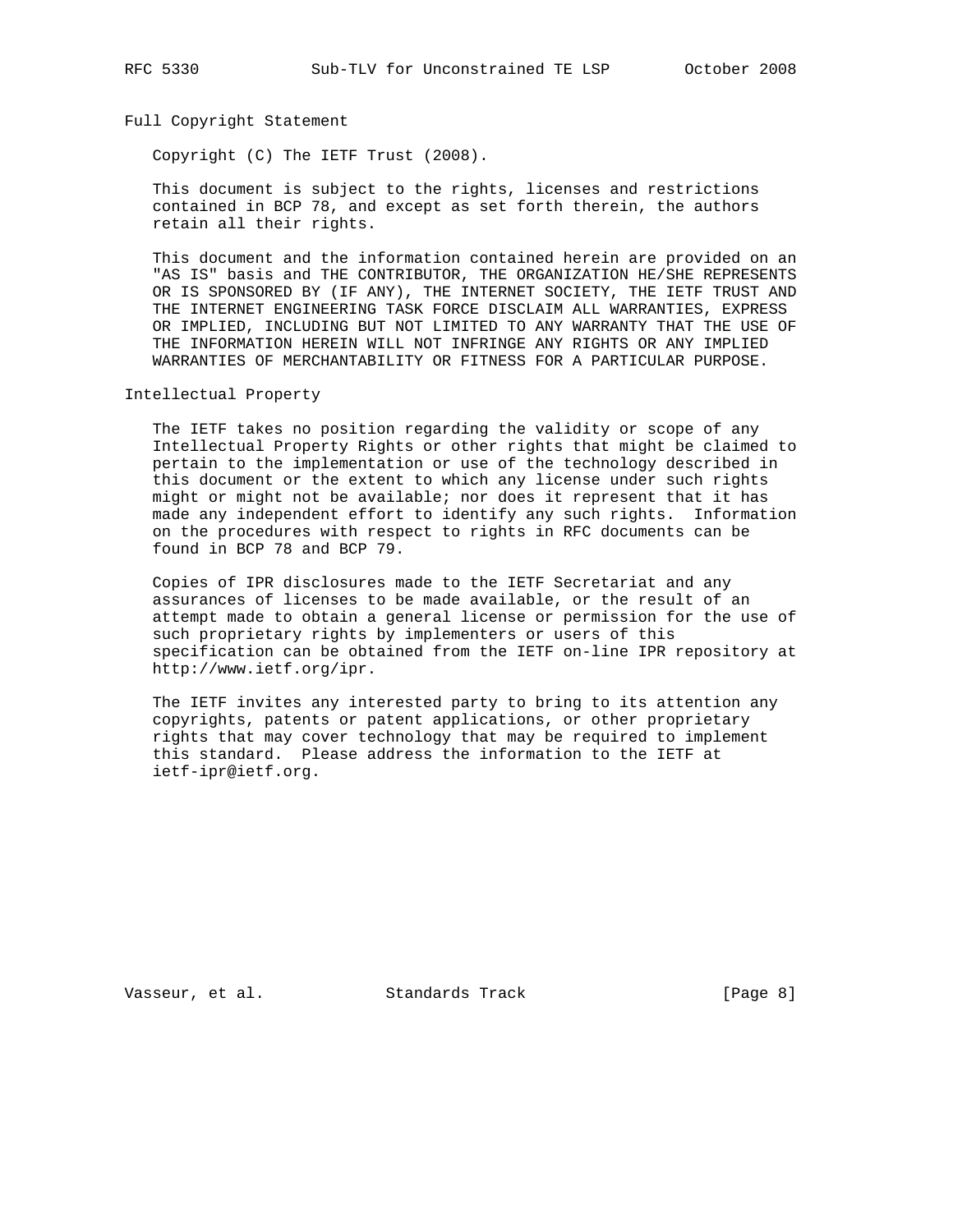## Full Copyright Statement

Copyright (C) The IETF Trust (2008).

This document is subject to the rights, licenses and restrictions contained in BCP 78, and except as set forth therein, the authors retain all their rights.

This document and the information contained herein are provided on an "AS IS" basis and THE CONTRIBUTOR, THE ORGANIZATION HE/SHE REPRESENTS OR IS SPONSORED BY (IF ANY), THE INTERNET SOCIETY, THE IETF TRUST AND THE INTERNET ENGINEERING TASK FORCE DISCLAIM ALL WARRANTIES, EXPRESS OR IMPLIED, INCLUDING BUT NOT LIMITED TO ANY WARRANTY THAT THE USE OF THE INFORMATION HEREIN WILL NOT INFRINGE ANY RIGHTS OR ANY IMPLIED WARRANTIES OF MERCHANTABILITY OR FITNESS FOR A PARTICULAR PURPOSE.

## Intellectual Property

The IETF takes no position regarding the validity or scope of any Intellectual Property Rights or other rights that might be claimed to pertain to the implementation or use of the technology described in this document or the extent to which any license under such rights might or might not be available; nor does it represent that it has made any independent effort to identify any such rights. Information on the procedures with respect to rights in RFC documents can be found in BCP 78 and BCP 79.

Copies of IPR disclosures made to the IETF Secretariat and any assurances of licenses to be made available, or the result of an attempt made to obtain a general license or permission for the use of such proprietary rights by implementers or users of this specification can be obtained from the IETF on-line IPR repository at http://www.ietf.org/ipr.

The IETF invites any interested party to bring to its attention any copyrights, patents or patent applications, or other proprietary rights that may cover technology that may be required to implement this standard. Please address the information to the IETF at ietf-ipr@ietf.org.